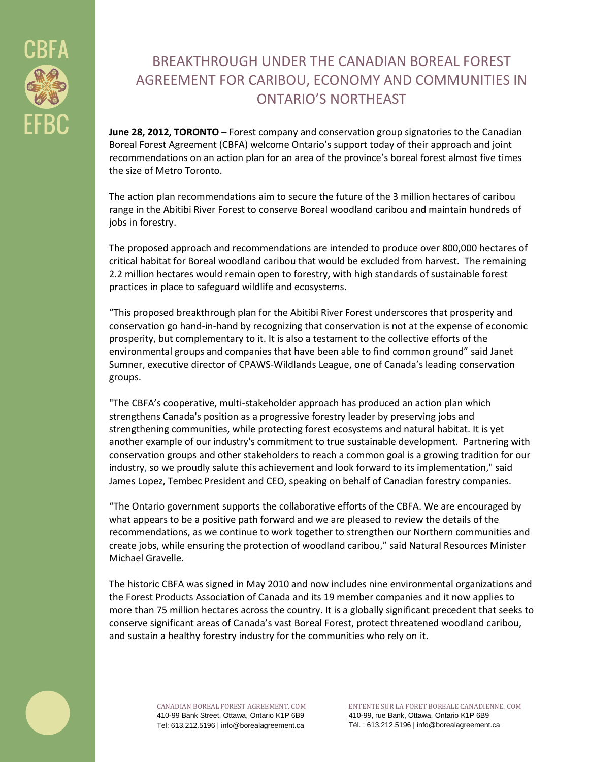CBFA

EFBC

# BREAKTHROUGH UNDER THE CANADIAN BOREAL FOREST AGREEMENT FOR CARIBOU, ECONOMY AND COMMUNITIES IN ONTARIO'S NORTHEAST

**June 28, 2012, TORONTO** – Forest company and conservation group signatories to the Canadian Boreal Forest Agreement (CBFA) welcome Ontario's support today of their approach and joint recommendations on an action plan for an area of the province's boreal forest almost five times the size of Metro Toronto.

The action plan recommendations aim to secure the future of the 3 million hectares of caribou range in the Abitibi River Forest to conserve Boreal woodland caribou and maintain hundreds of jobs in forestry.

The proposed approach and recommendations are intended to produce over 800,000 hectares of critical habitat for Boreal woodland caribou that would be excluded from harvest. The remaining 2.2 million hectares would remain open to forestry, with high standards of sustainable forest practices in place to safeguard wildlife and ecosystems.

"This proposed breakthrough plan for the Abitibi River Forest underscores that prosperity and conservation go hand-in-hand by recognizing that conservation is not at the expense of economic prosperity, but complementary to it. It is also a testament to the collective efforts of the environmental groups and companies that have been able to find common ground" said Janet Sumner, executive director of CPAWS-Wildlands League, one of Canada's leading conservation groups.

"The CBFA's cooperative, multi-stakeholder approach has produced an action plan which strengthens Canada's position as a progressive forestry leader by preserving jobs and strengthening communities, while protecting forest ecosystems and natural habitat. It is yet another example of our industry's commitment to true sustainable development. Partnering with conservation groups and other stakeholders to reach a common goal is a growing tradition for our industry, so we proudly salute this achievement and look forward to its implementation," said James Lopez, Tembec President and CEO, speaking on behalf of Canadian forestry companies.

"The Ontario government supports the collaborative efforts of the CBFA. We are encouraged by what appears to be a positive path forward and we are pleased to review the details of the recommendations, as we continue to work together to strengthen our Northern communities and create jobs, while ensuring the protection of woodland caribou," said Natural Resources Minister Michael Gravelle.

The historic CBFA was signed in May 2010 and now includes nine environmental organizations and the Forest Products Association of Canada and its 19 member companies and it now applies to more than 75 million hectares across the country. It is a globally significant precedent that seeks to conserve significant areas of Canada's vast Boreal Forest, protect threatened woodland caribou, and sustain a healthy forestry industry for the communities who rely on it.

CANADIAN BOREAL FOREST AGREEMENT. COM
410-99 Bank Street, Ottawa, Ontario K1P 6B9
Tel: 613.212.5196 | info@borealagreement.ca

ENTENTE SUR LA FORET BOREALE CANADIENNE. COM
410-99, rue Bank, Ottawa, Ontario K1P 6B9
Tél. : 613.212.5196 | info@borealagreement.ca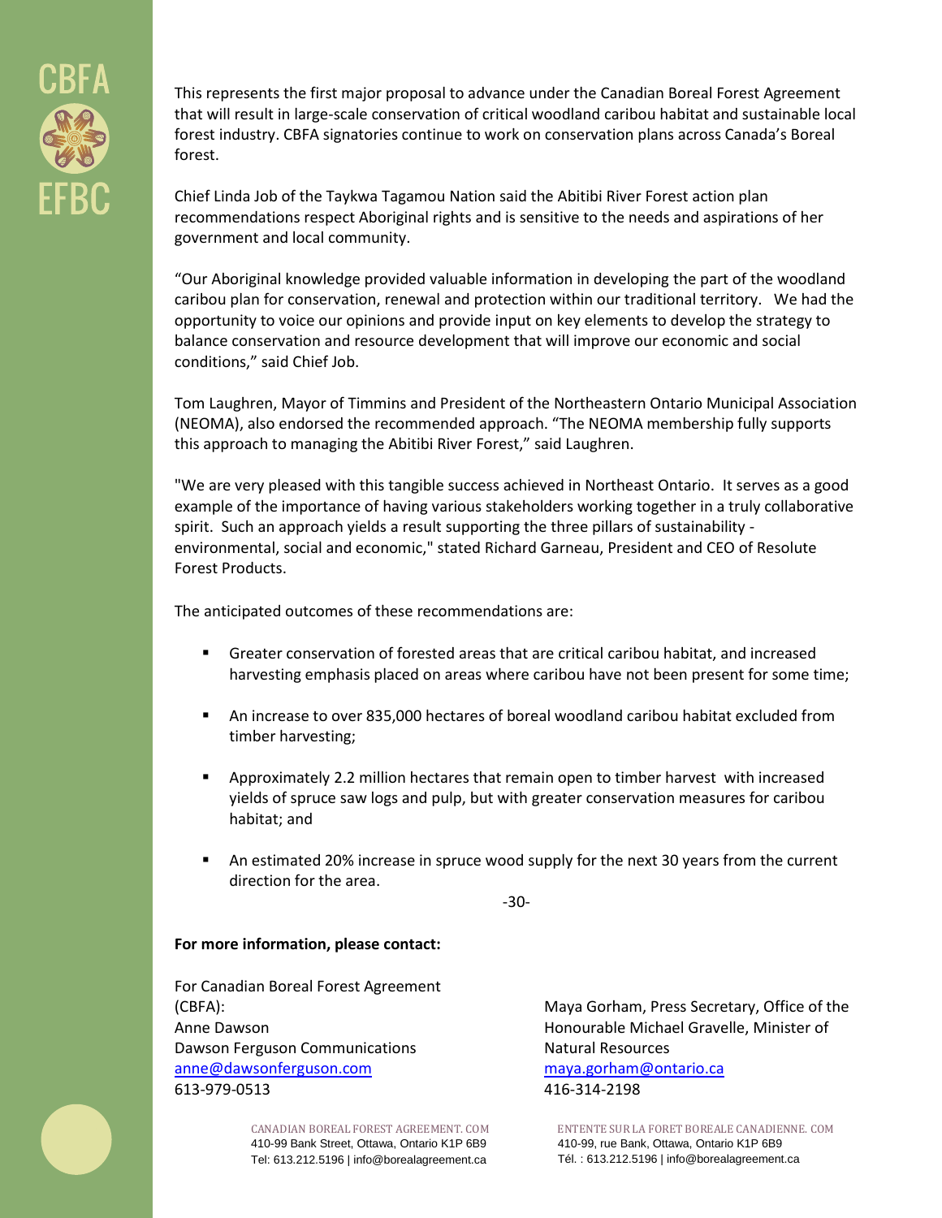This represents the first major proposal to advance under the Canadian Boreal Forest Agreement that will result in large-scale conservation of critical woodland caribou habitat and sustainable local forest industry. CBFA signatories continue to work on conservation plans across Canada's Boreal forest.

Chief Linda Job of the Taykwa Tagamou Nation said the Abitibi River Forest action plan recommendations respect Aboriginal rights and is sensitive to the needs and aspirations of her government and local community.

"Our Aboriginal knowledge provided valuable information in developing the part of the woodland caribou plan for conservation, renewal and protection within our traditional territory. We had the opportunity to voice our opinions and provide input on key elements to develop the strategy to balance conservation and resource development that will improve our economic and social conditions," said Chief Job.

Tom Laughren, Mayor of Timmins and President of the Northeastern Ontario Municipal Association (NEOMA), also endorsed the recommended approach. "The NEOMA membership fully supports this approach to managing the Abitibi River Forest," said Laughren.

"We are very pleased with this tangible success achieved in Northeast Ontario. It serves as a good example of the importance of having various stakeholders working together in a truly collaborative spirit. Such an approach yields a result supporting the three pillars of sustainability - environmental, social and economic," stated Richard Garneau, President and CEO of Resolute Forest Products.

The anticipated outcomes of these recommendations are:

- Greater conservation of forested areas that are critical caribou habitat, and increased harvesting emphasis placed on areas where caribou have not been present for some time;
- An increase to over 835,000 hectares of boreal woodland caribou habitat excluded from timber harvesting;
- Approximately 2.2 million hectares that remain open to timber harvest with increased yields of spruce saw logs and pulp, but with greater conservation measures for caribou habitat; and
- An estimated 20% increase in spruce wood supply for the next 30 years from the current direction for the area.

-30-

**For more information, please contact:**

For Canadian Boreal Forest Agreement (CBFA):
Anne Dawson
Dawson Ferguson Communications
anne@dawsonferguson.com
613-979-0513

Maya Gorham, Press Secretary, Office of the Honourable Michael Gravelle, Minister of Natural Resources
maya.gorham@ontario.ca
416-314-2198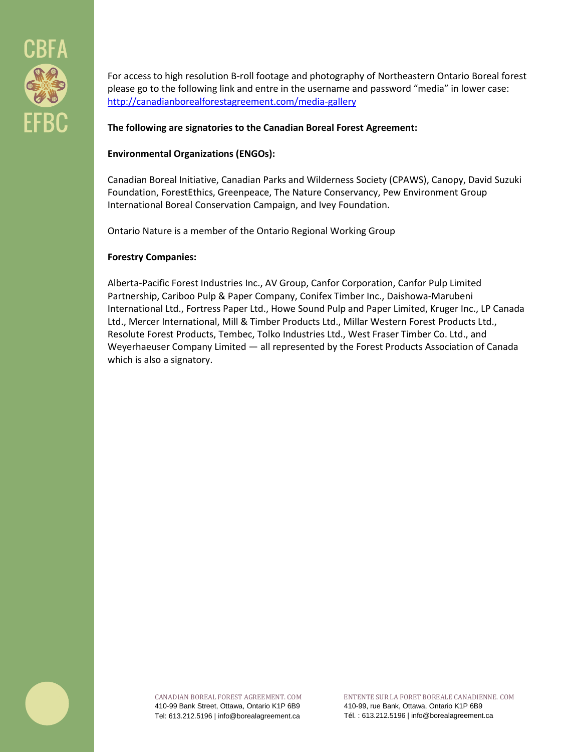For access to high resolution B-roll footage and photography of Northeastern Ontario Boreal forest please go to the following link and entre in the username and password “media” in lower case: http://canadianborealforestagreement.com/media-gallery

**The following are signatories to the Canadian Boreal Forest Agreement:**

**Environmental Organizations (ENGOs):**

Canadian Boreal Initiative, Canadian Parks and Wilderness Society (CPAWS), Canopy, David Suzuki Foundation, ForestEthics, Greenpeace, The Nature Conservancy, Pew Environment Group International Boreal Conservation Campaign, and Ivey Foundation.

Ontario Nature is a member of the Ontario Regional Working Group

**Forestry Companies:**

Alberta-Pacific Forest Industries Inc., AV Group, Canfor Corporation, Canfor Pulp Limited Partnership, Cariboo Pulp & Paper Company, Conifex Timber Inc., Daishowa-Marubeni International Ltd., Fortress Paper Ltd., Howe Sound Pulp and Paper Limited, Kruger Inc., LP Canada Ltd., Mercer International, Mill & Timber Products Ltd., Millar Western Forest Products Ltd., Resolute Forest Products, Tembec, Tolko Industries Ltd., West Fraser Timber Co. Ltd., and Weyerhaeuser Company Limited — all represented by the Forest Products Association of Canada which is also a signatory.